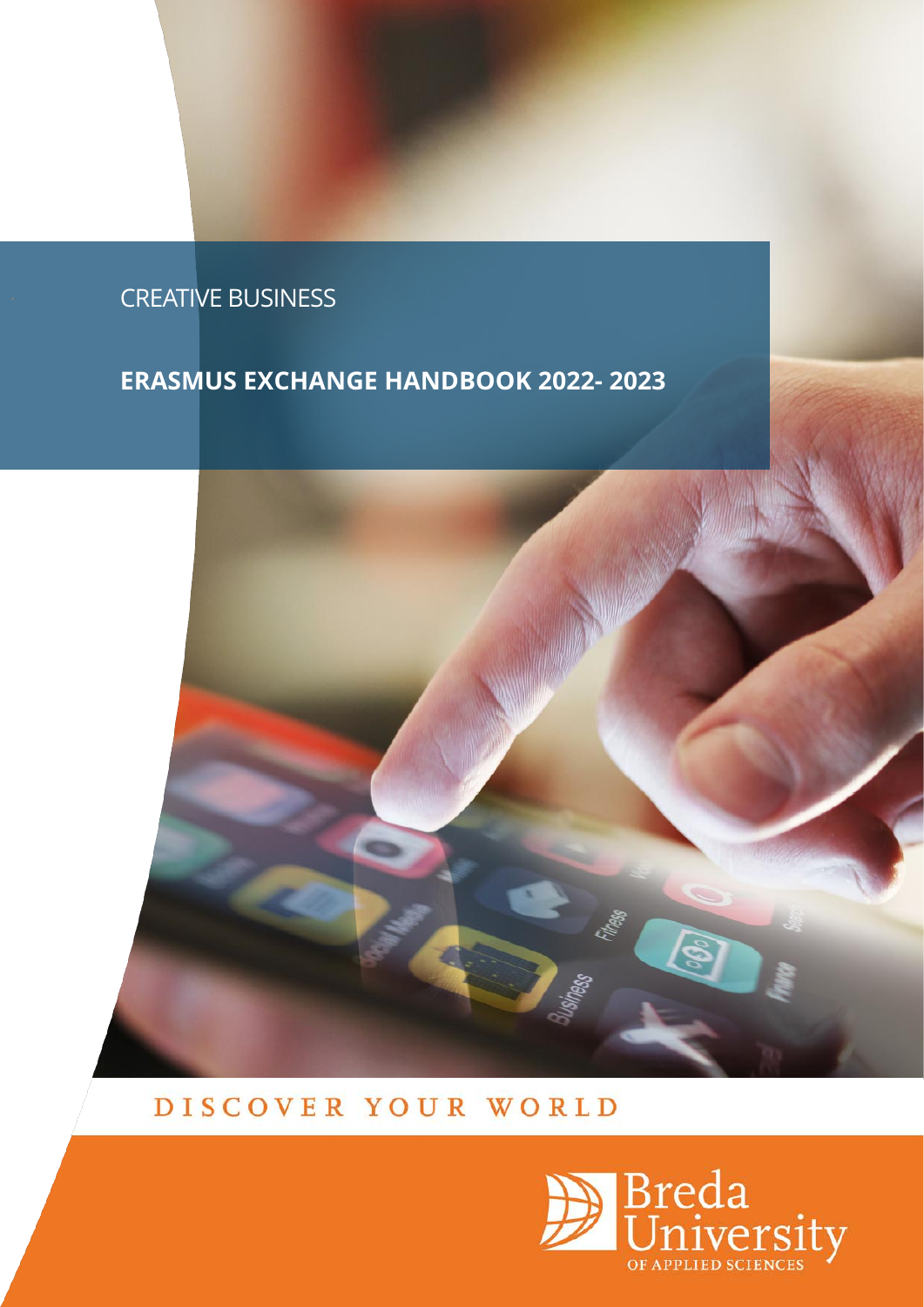CREATIVE BUSINESS

# ERASMUS EXCHANGE HANDBOOK 2022- 2023

DISCOVER YOUR WORLD

Breda University
OF APPLIED SCIENCES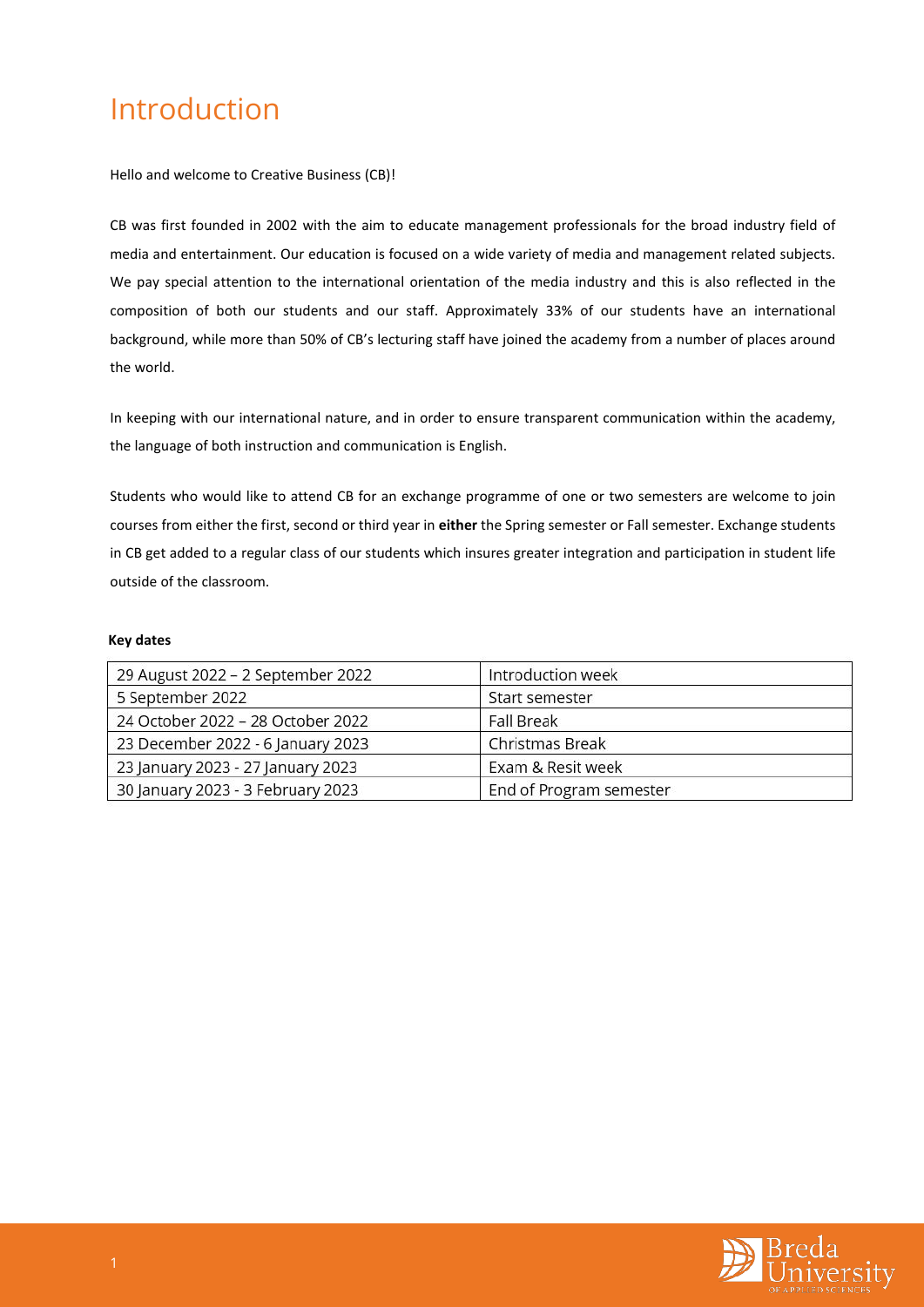# Introduction

Hello and welcome to Creative Business (CB)!

CB was first founded in 2002 with the aim to educate management professionals for the broad industry field of media and entertainment. Our education is focused on a wide variety of media and management related subjects. We pay special attention to the international orientation of the media industry and this is also reflected in the composition of both our students and our staff. Approximately 33% of our students have an international background, while more than 50% of CB's lecturing staff have joined the academy from a number of places around the world.

In keeping with our international nature, and in order to ensure transparent communication within the academy, the language of both instruction and communication is English.

Students who would like to attend CB for an exchange programme of one or two semesters are welcome to join courses from either the first, second or third year in **either** the Spring semester or Fall semester. Exchange students in CB get added to a regular class of our students which insures greater integration and participation in student life outside of the classroom.

**Key dates**

| | |
|---|---|
| 29 August 2022 – 2 September 2022 | Introduction week |
| 5 September 2022 | Start semester |
| 24 October 2022 – 28 October 2022 | Fall Break |
| 23 December 2022 - 6 January 2023 | Christmas Break |
| 23 January 2023 - 27 January 2023 | Exam & Resit week |
| 30 January 2023 - 3 February 2023 | End of Program semester |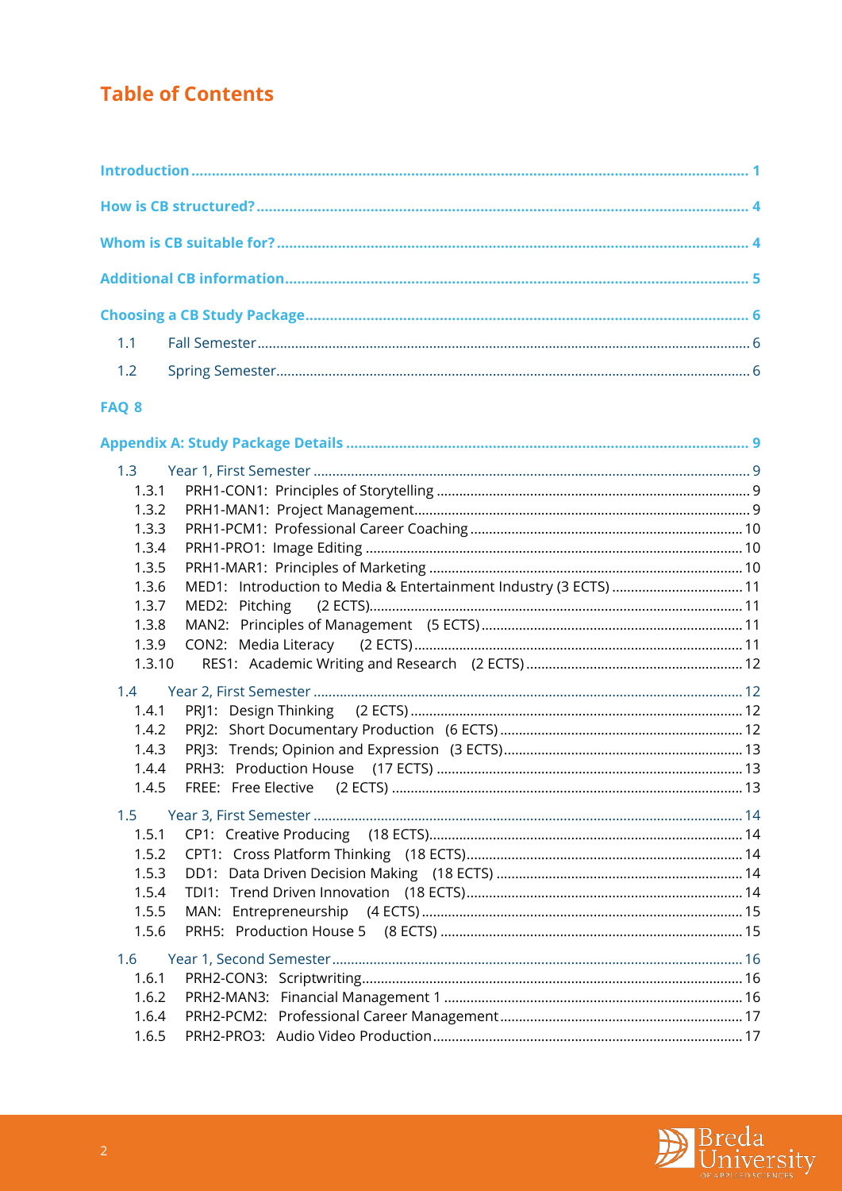# Table of Contents

Introduction ........................................................................................................................ 1

How is CB structured? ........................................................................................................ 4

Whom is CB suitable for? .................................................................................................. 4

Additional CB information ................................................................................................. 5

Choosing a CB Study Package ............................................................................................ 6

- 1.1 Fall Semester ................................................................................................................ 6
- 1.2 Spring Semester ........................................................................................................... 6

FAQ 8

Appendix A: Study Package Details ................................................................................... 9

- 1.3 Year 1, First Semester ................................................................................................... 9
  - 1.3.1 PRH1-CON1: Principles of Storytelling ..................................................................... 9
  - 1.3.2 PRH1-MAN1: Project Management ........................................................................... 9
  - 1.3.3 PRH1-PCM1: Professional Career Coaching ............................................................ 10
  - 1.3.4 PRH1-PRO1: Image Editing ...................................................................................... 10
  - 1.3.5 PRH1-MAR1: Principles of Marketing ...................................................................... 10
  - 1.3.6 MED1: Introduction to Media & Entertainment Industry (3 ECTS) ........................... 11
  - 1.3.7 MED2: Pitching (2 ECTS) ......................................................................................... 11
  - 1.3.8 MAN2: Principles of Management (5 ECTS) ............................................................ 11
  - 1.3.9 CON2: Media Literacy (2 ECTS) .............................................................................. 11
  - 1.3.10 RES1: Academic Writing and Research (2 ECTS) .................................................. 12
- 1.4 Year 2, First Semester ................................................................................................. 12
  - 1.4.1 PRJ1: Design Thinking (2 ECTS) ............................................................................. 12
  - 1.4.2 PRJ2: Short Documentary Production (6 ECTS) ....................................................... 12
  - 1.4.3 PRJ3: Trends; Opinion and Expression (3 ECTS) ..................................................... 13
  - 1.4.4 PRH3: Production House (17 ECTS) ........................................................................ 13
  - 1.4.5 FREE: Free Elective (2 ECTS) .................................................................................. 13
- 1.5 Year 3, First Semester ................................................................................................. 14
  - 1.5.1 CP1: Creative Producing (18 ECTS) ......................................................................... 14
  - 1.5.2 CPT1: Cross Platform Thinking (18 ECTS) ............................................................... 14
  - 1.5.3 DD1: Data Driven Decision Making (18 ECTS) ......................................................... 14
  - 1.5.4 TDI1: Trend Driven Innovation (18 ECTS) ................................................................ 14
  - 1.5.5 MAN: Entrepreneurship (4 ECTS) ........................................................................... 15
  - 1.5.6 PRH5: Production House 5 (8 ECTS) ....................................................................... 15
- 1.6 Year 1, Second Semester ............................................................................................. 16
  - 1.6.1 PRH2-CON3: Scriptwriting ...................................................................................... 16
  - 1.6.2 PRH2-MAN3: Financial Management 1 ................................................................... 16
  - 1.6.4 PRH2-PCM2: Professional Career Management ...................................................... 17
  - 1.6.5 PRH2-PRO3: Audio Video Production ...................................................................... 17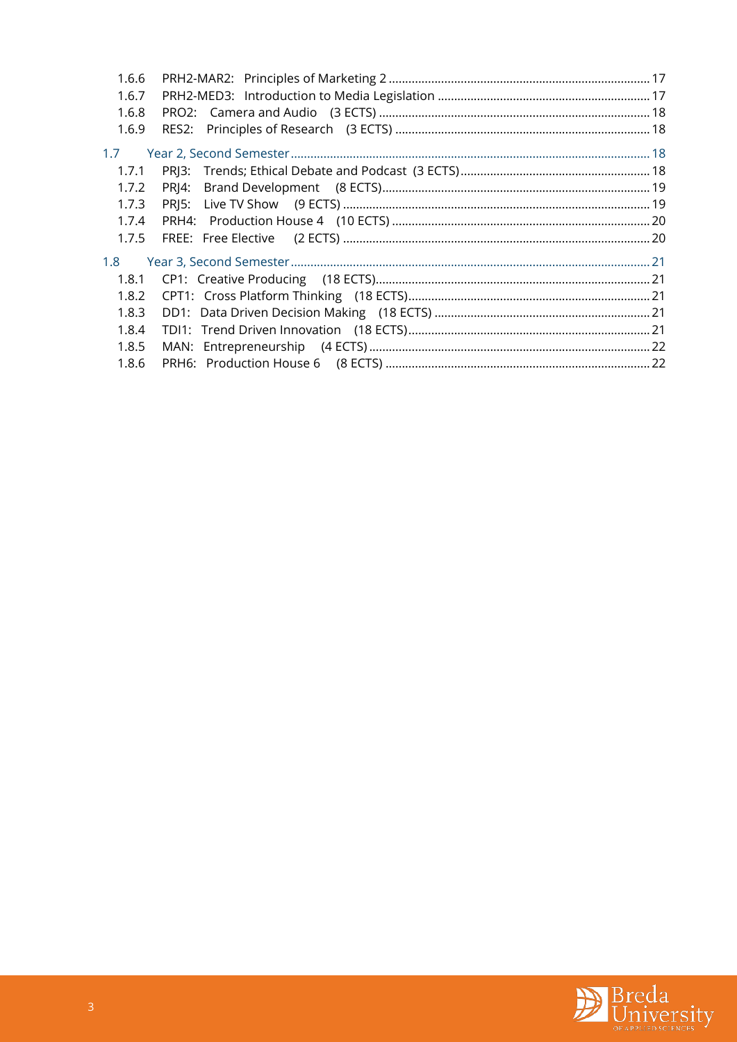- 1.6.6 PRH2-MAR2: Principles of Marketing 2 ... 17
- 1.6.7 PRH2-MED3: Introduction to Media Legislation ... 17
- 1.6.8 PRO2: Camera and Audio (3 ECTS) ... 18
- 1.6.9 RES2: Principles of Research (3 ECTS) ... 18

1.7 Year 2, Second Semester ... 18

- 1.7.1 PRJ3: Trends; Ethical Debate and Podcast (3 ECTS) ... 18
- 1.7.2 PRJ4: Brand Development (8 ECTS) ... 19
- 1.7.3 PRJ5: Live TV Show (9 ECTS) ... 19
- 1.7.4 PRH4: Production House 4 (10 ECTS) ... 20
- 1.7.5 FREE: Free Elective (2 ECTS) ... 20

1.8 Year 3, Second Semester ... 21

- 1.8.1 CP1: Creative Producing (18 ECTS) ... 21
- 1.8.2 CPT1: Cross Platform Thinking (18 ECTS) ... 21
- 1.8.3 DD1: Data Driven Decision Making (18 ECTS) ... 21
- 1.8.4 TDI1: Trend Driven Innovation (18 ECTS) ... 21
- 1.8.5 MAN: Entrepreneurship (4 ECTS) ... 22
- 1.8.6 PRH6: Production House 6 (8 ECTS) ... 22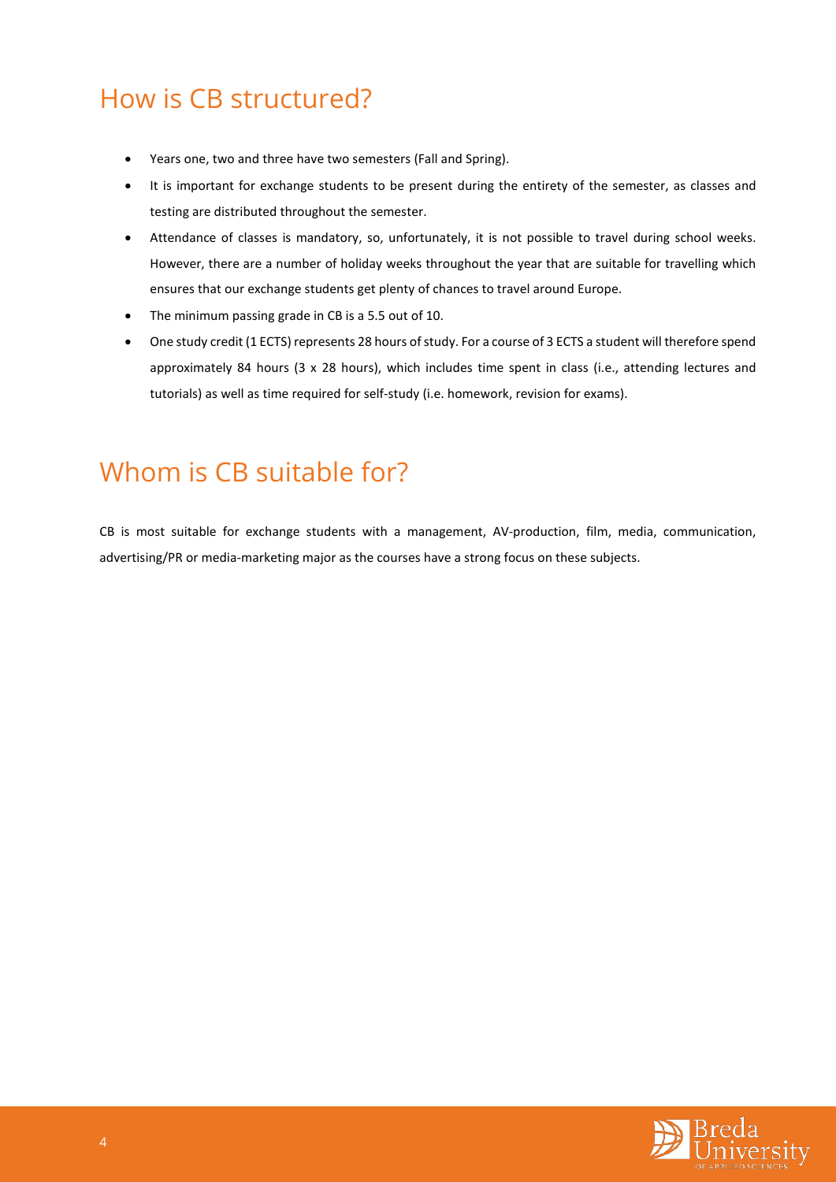## How is CB structured?

- Years one, two and three have two semesters (Fall and Spring).
- It is important for exchange students to be present during the entirety of the semester, as classes and testing are distributed throughout the semester.
- Attendance of classes is mandatory, so, unfortunately, it is not possible to travel during school weeks. However, there are a number of holiday weeks throughout the year that are suitable for travelling which ensures that our exchange students get plenty of chances to travel around Europe.
- The minimum passing grade in CB is a 5.5 out of 10.
- One study credit (1 ECTS) represents 28 hours of study. For a course of 3 ECTS a student will therefore spend approximately 84 hours (3 x 28 hours), which includes time spent in class (i.e., attending lectures and tutorials) as well as time required for self-study (i.e. homework, revision for exams).

## Whom is CB suitable for?

CB is most suitable for exchange students with a management, AV-production, film, media, communication, advertising/PR or media-marketing major as the courses have a strong focus on these subjects.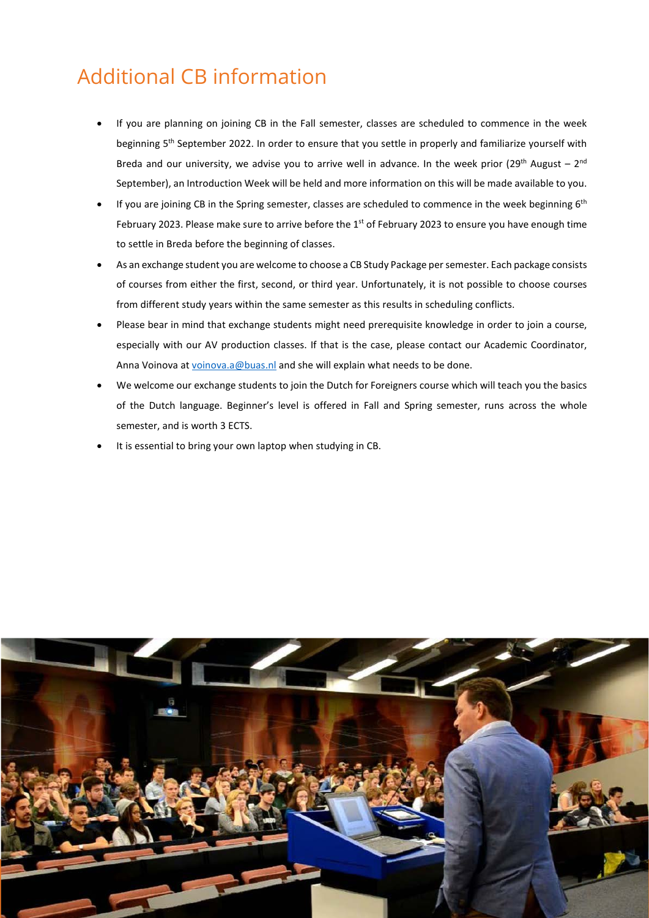# Additional CB information

- If you are planning on joining CB in the Fall semester, classes are scheduled to commence in the week beginning 5th September 2022. In order to ensure that you settle in properly and familiarize yourself with Breda and our university, we advise you to arrive well in advance. In the week prior (29th August – 2nd September), an Introduction Week will be held and more information on this will be made available to you.
- If you are joining CB in the Spring semester, classes are scheduled to commence in the week beginning 6th February 2023. Please make sure to arrive before the 1st of February 2023 to ensure you have enough time to settle in Breda before the beginning of classes.
- As an exchange student you are welcome to choose a CB Study Package per semester. Each package consists of courses from either the first, second, or third year. Unfortunately, it is not possible to choose courses from different study years within the same semester as this results in scheduling conflicts.
- Please bear in mind that exchange students might need prerequisite knowledge in order to join a course, especially with our AV production classes. If that is the case, please contact our Academic Coordinator, Anna Voinova at voinova.a@buas.nl and she will explain what needs to be done.
- We welcome our exchange students to join the Dutch for Foreigners course which will teach you the basics of the Dutch language. Beginner's level is offered in Fall and Spring semester, runs across the whole semester, and is worth 3 ECTS.
- It is essential to bring your own laptop when studying in CB.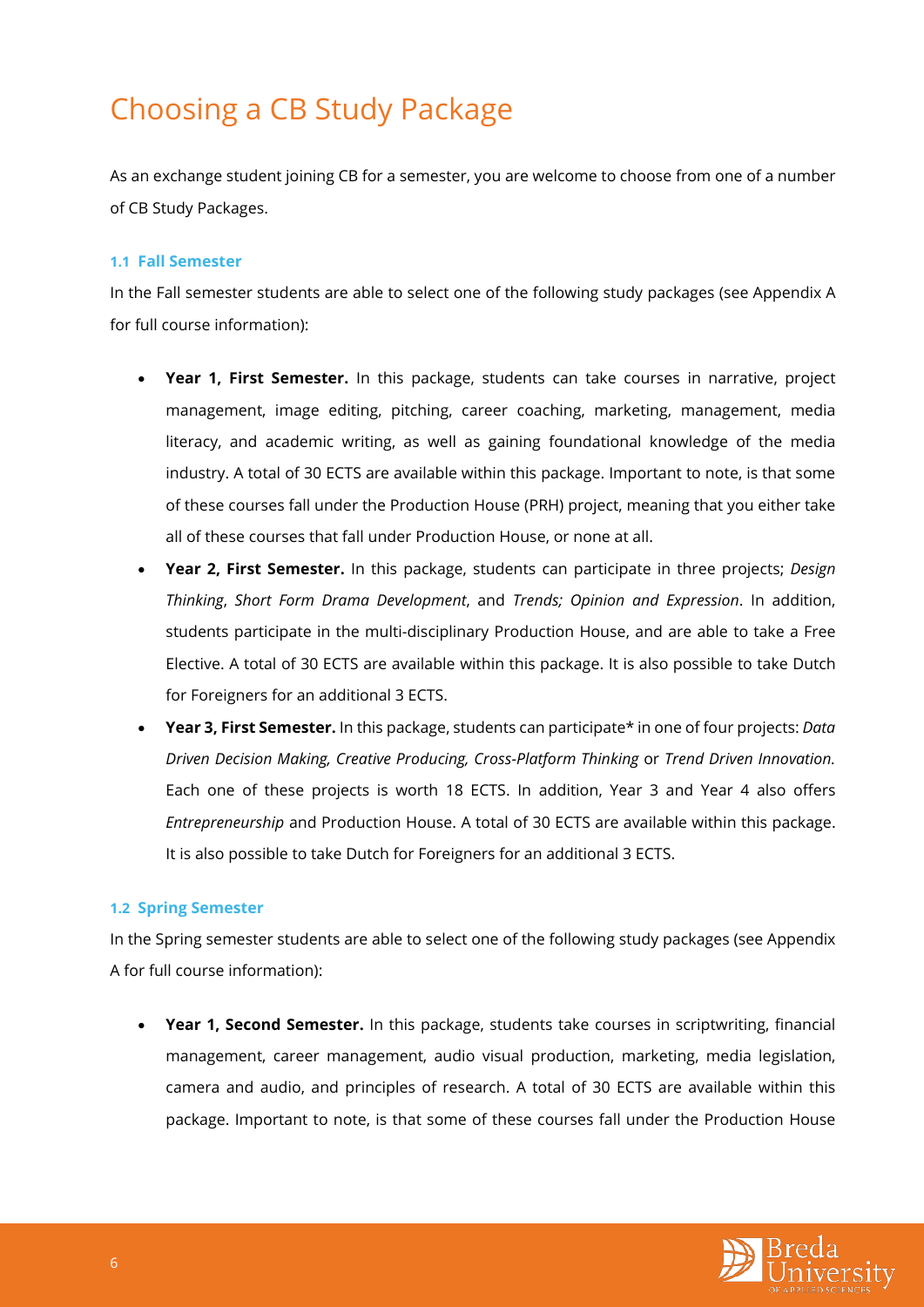# Choosing a CB Study Package

As an exchange student joining CB for a semester, you are welcome to choose from one of a number of CB Study Packages.

### 1.1 Fall Semester

In the Fall semester students are able to select one of the following study packages (see Appendix A for full course information):

- **Year 1, First Semester.** In this package, students can take courses in narrative, project management, image editing, pitching, career coaching, marketing, management, media literacy, and academic writing, as well as gaining foundational knowledge of the media industry. A total of 30 ECTS are available within this package. Important to note, is that some of these courses fall under the Production House (PRH) project, meaning that you either take all of these courses that fall under Production House, or none at all.
- **Year 2, First Semester.** In this package, students can participate in three projects; *Design Thinking*, *Short Form Drama Development*, and *Trends; Opinion and Expression*. In addition, students participate in the multi-disciplinary Production House, and are able to take a Free Elective. A total of 30 ECTS are available within this package. It is also possible to take Dutch for Foreigners for an additional 3 ECTS.
- **Year 3, First Semester.** In this package, students can participate* in one of four projects: *Data Driven Decision Making, Creative Producing, Cross-Platform Thinking* or *Trend Driven Innovation.* Each one of these projects is worth 18 ECTS. In addition, Year 3 and Year 4 also offers *Entrepreneurship* and Production House. A total of 30 ECTS are available within this package. It is also possible to take Dutch for Foreigners for an additional 3 ECTS.

### 1.2 Spring Semester

In the Spring semester students are able to select one of the following study packages (see Appendix A for full course information):

- **Year 1, Second Semester.** In this package, students take courses in scriptwriting, financial management, career management, audio visual production, marketing, media legislation, camera and audio, and principles of research. A total of 30 ECTS are available within this package. Important to note, is that some of these courses fall under the Production House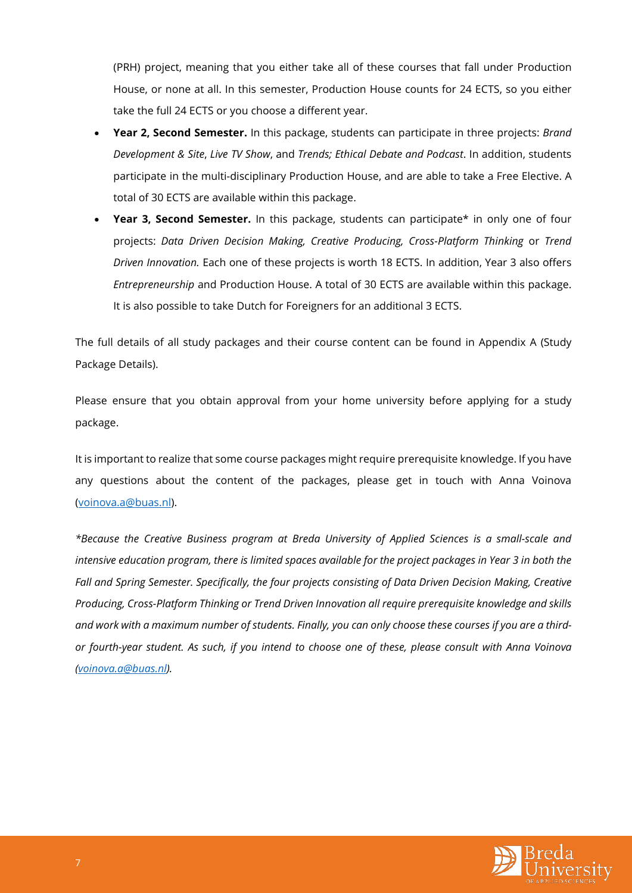(PRH) project, meaning that you either take all of these courses that fall under Production House, or none at all. In this semester, Production House counts for 24 ECTS, so you either take the full 24 ECTS or you choose a different year.

- **Year 2, Second Semester.** In this package, students can participate in three projects: *Brand Development & Site*, *Live TV Show*, and *Trends; Ethical Debate and Podcast*. In addition, students participate in the multi-disciplinary Production House, and are able to take a Free Elective. A total of 30 ECTS are available within this package.
- **Year 3, Second Semester.** In this package, students can participate* in only one of four projects: *Data Driven Decision Making, Creative Producing, Cross-Platform Thinking* or *Trend Driven Innovation.* Each one of these projects is worth 18 ECTS. In addition, Year 3 also offers *Entrepreneurship* and Production House. A total of 30 ECTS are available within this package. It is also possible to take Dutch for Foreigners for an additional 3 ECTS.

The full details of all study packages and their course content can be found in Appendix A (Study Package Details).

Please ensure that you obtain approval from your home university before applying for a study package.

It is important to realize that some course packages might require prerequisite knowledge. If you have any questions about the content of the packages, please get in touch with Anna Voinova (voinova.a@buas.nl).

**Because the Creative Business program at Breda University of Applied Sciences is a small-scale and intensive education program, there is limited spaces available for the project packages in Year 3 in both the Fall and Spring Semester. Specifically, the four projects consisting of Data Driven Decision Making, Creative Producing, Cross-Platform Thinking or Trend Driven Innovation all require prerequisite knowledge and skills and work with a maximum number of students. Finally, you can only choose these courses if you are a third- or fourth-year student. As such, if you intend to choose one of these, please consult with Anna Voinova (voinova.a@buas.nl).*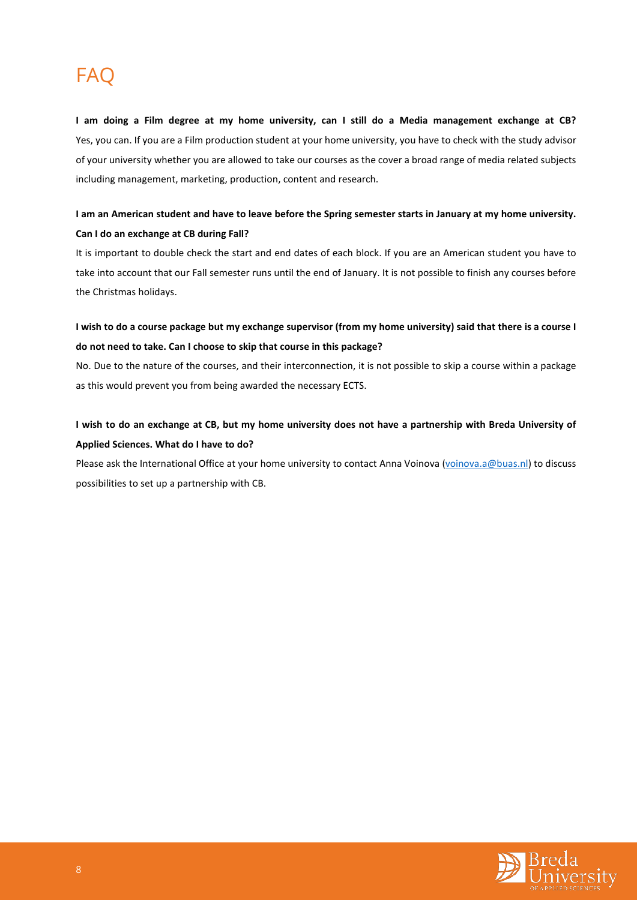# FAQ

**I am doing a Film degree at my home university, can I still do a Media management exchange at CB?**
Yes, you can. If you are a Film production student at your home university, you have to check with the study advisor of your university whether you are allowed to take our courses as the cover a broad range of media related subjects including management, marketing, production, content and research.

**I am an American student and have to leave before the Spring semester starts in January at my home university. Can I do an exchange at CB during Fall?**
It is important to double check the start and end dates of each block. If you are an American student you have to take into account that our Fall semester runs until the end of January. It is not possible to finish any courses before the Christmas holidays.

**I wish to do a course package but my exchange supervisor (from my home university) said that there is a course I do not need to take. Can I choose to skip that course in this package?**
No. Due to the nature of the courses, and their interconnection, it is not possible to skip a course within a package as this would prevent you from being awarded the necessary ECTS.

**I wish to do an exchange at CB, but my home university does not have a partnership with Breda University of Applied Sciences. What do I have to do?**
Please ask the International Office at your home university to contact Anna Voinova (voinova.a@buas.nl) to discuss possibilities to set up a partnership with CB.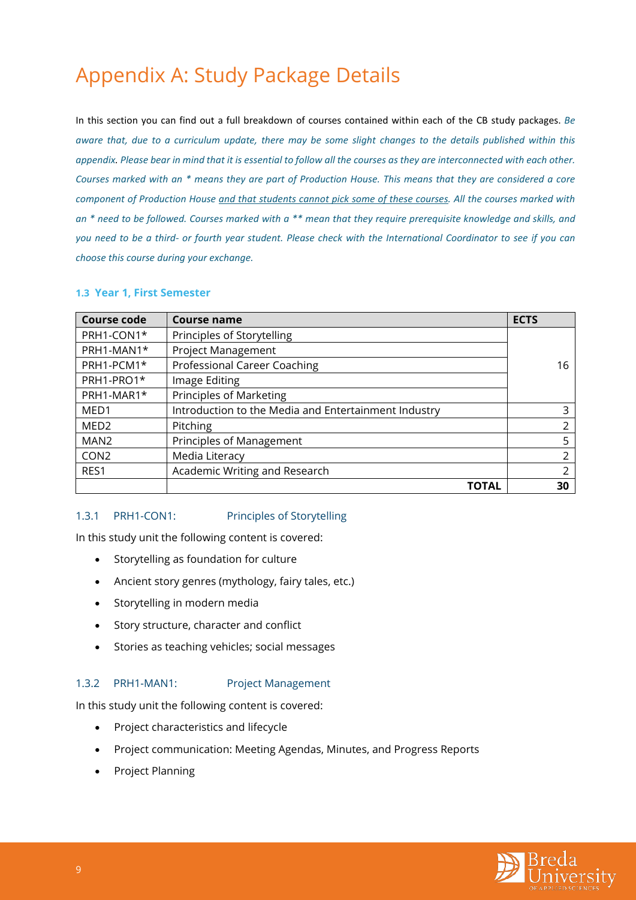# Appendix A: Study Package Details

In this section you can find out a full breakdown of courses contained within each of the CB study packages. *Be aware that, due to a curriculum update, there may be some slight changes to the details published within this appendix. Please bear in mind that it is essential to follow all the courses as they are interconnected with each other. Courses marked with an * means they are part of Production House. This means that they are considered a core component of Production House <u>and that students cannot pick some of these courses</u>. All the courses marked with an * need to be followed. Courses marked with a ** mean that they require prerequisite knowledge and skills, and you need to be a third- or fourth year student. Please check with the International Coordinator to see if you can choose this course during your exchange.*

### 1.3 Year 1, First Semester

| Course code | Course name | ECTS |
|---|---|---|
| PRH1-CON1* | Principles of Storytelling | 16 |
| PRH1-MAN1* | Project Management | |
| PRH1-PCM1* | Professional Career Coaching | |
| PRH1-PRO1* | Image Editing | |
| PRH1-MAR1* | Principles of Marketing | |
| MED1 | Introduction to the Media and Entertainment Industry | 3 |
| MED2 | Pitching | 2 |
| MAN2 | Principles of Management | 5 |
| CON2 | Media Literacy | 2 |
| RES1 | Academic Writing and Research | 2 |
| | **TOTAL** | **30** |

#### 1.3.1 PRH1-CON1: Principles of Storytelling

In this study unit the following content is covered:

- Storytelling as foundation for culture
- Ancient story genres (mythology, fairy tales, etc.)
- Storytelling in modern media
- Story structure, character and conflict
- Stories as teaching vehicles; social messages

#### 1.3.2 PRH1-MAN1: Project Management

In this study unit the following content is covered:

- Project characteristics and lifecycle
- Project communication: Meeting Agendas, Minutes, and Progress Reports
- Project Planning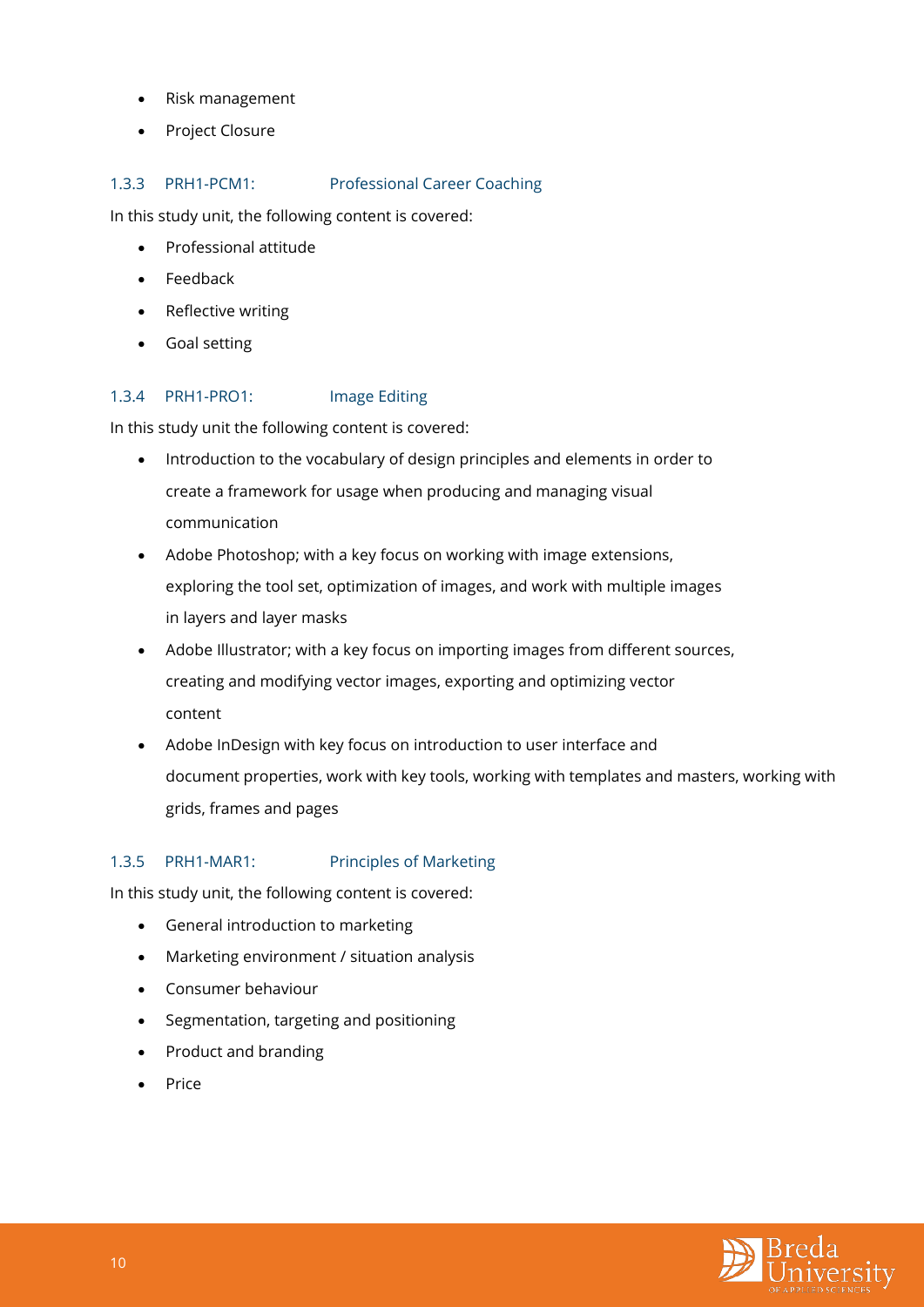- Risk management
- Project Closure

### 1.3.3 PRH1-PCM1: Professional Career Coaching

In this study unit, the following content is covered:

- Professional attitude
- Feedback
- Reflective writing
- Goal setting

### 1.3.4 PRH1-PRO1: Image Editing

In this study unit the following content is covered:

- Introduction to the vocabulary of design principles and elements in order to create a framework for usage when producing and managing visual communication
- Adobe Photoshop; with a key focus on working with image extensions, exploring the tool set, optimization of images, and work with multiple images in layers and layer masks
- Adobe Illustrator; with a key focus on importing images from different sources, creating and modifying vector images, exporting and optimizing vector content
- Adobe InDesign with key focus on introduction to user interface and document properties, work with key tools, working with templates and masters, working with grids, frames and pages

### 1.3.5 PRH1-MAR1: Principles of Marketing

In this study unit, the following content is covered:

- General introduction to marketing
- Marketing environment / situation analysis
- Consumer behaviour
- Segmentation, targeting and positioning
- Product and branding
- Price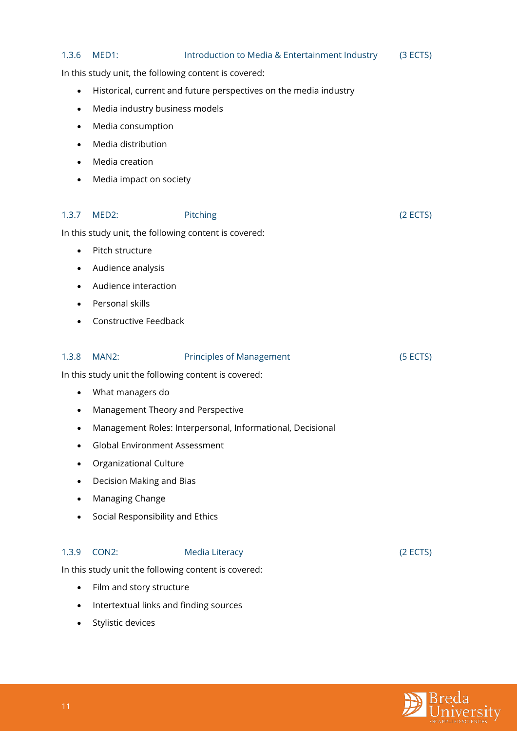### 1.3.6 MED1: Introduction to Media & Entertainment Industry (3 ECTS)

In this study unit, the following content is covered:

- Historical, current and future perspectives on the media industry
- Media industry business models
- Media consumption
- Media distribution
- Media creation
- Media impact on society

### 1.3.7 MED2: Pitching (2 ECTS)

In this study unit, the following content is covered:

- Pitch structure
- Audience analysis
- Audience interaction
- Personal skills
- Constructive Feedback

### 1.3.8 MAN2: Principles of Management (5 ECTS)

In this study unit the following content is covered:

- What managers do
- Management Theory and Perspective
- Management Roles: Interpersonal, Informational, Decisional
- Global Environment Assessment
- Organizational Culture
- Decision Making and Bias
- Managing Change
- Social Responsibility and Ethics

### 1.3.9 CON2: Media Literacy (2 ECTS)

In this study unit the following content is covered:

- Film and story structure
- Intertextual links and finding sources
- Stylistic devices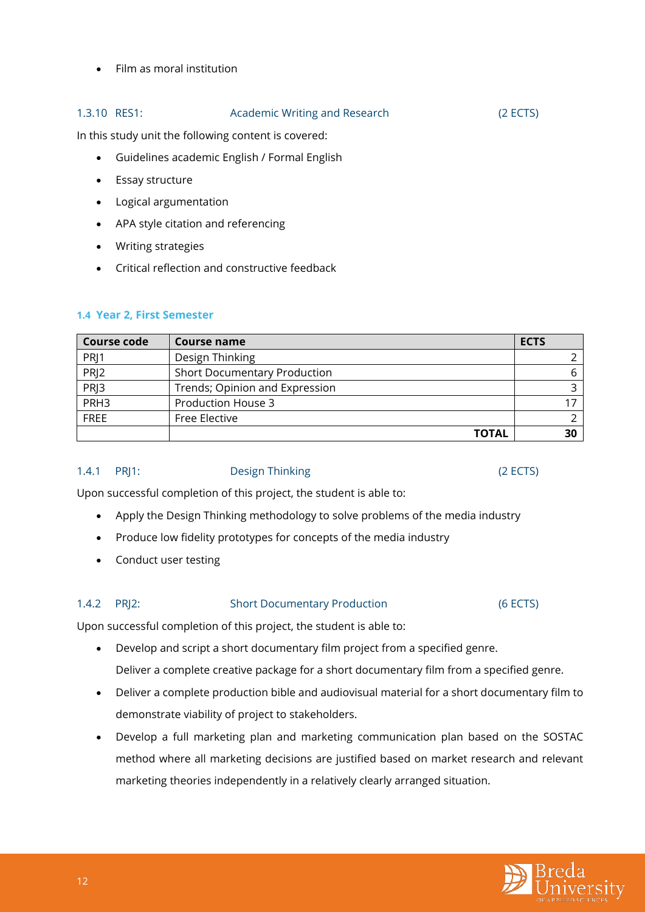- Film as moral institution

### 1.3.10 RES1: Academic Writing and Research (2 ECTS)

In this study unit the following content is covered:

- Guidelines academic English / Formal English
- Essay structure
- Logical argumentation
- APA style citation and referencing
- Writing strategies
- Critical reflection and constructive feedback

## 1.4 Year 2, First Semester

| Course code | Course name | ECTS |
|---|---|---|
| PRJ1 | Design Thinking | 2 |
| PRJ2 | Short Documentary Production | 6 |
| PRJ3 | Trends; Opinion and Expression | 3 |
| PRH3 | Production House 3 | 17 |
| FREE | Free Elective | 2 |
| | **TOTAL** | **30** |

### 1.4.1 PRJ1: Design Thinking (2 ECTS)

Upon successful completion of this project, the student is able to:

- Apply the Design Thinking methodology to solve problems of the media industry
- Produce low fidelity prototypes for concepts of the media industry
- Conduct user testing

### 1.4.2 PRJ2: Short Documentary Production (6 ECTS)

Upon successful completion of this project, the student is able to:

- Develop and script a short documentary film project from a specified genre.
  Deliver a complete creative package for a short documentary film from a specified genre.
- Deliver a complete production bible and audiovisual material for a short documentary film to demonstrate viability of project to stakeholders.
- Develop a full marketing plan and marketing communication plan based on the SOSTAC method where all marketing decisions are justified based on market research and relevant marketing theories independently in a relatively clearly arranged situation.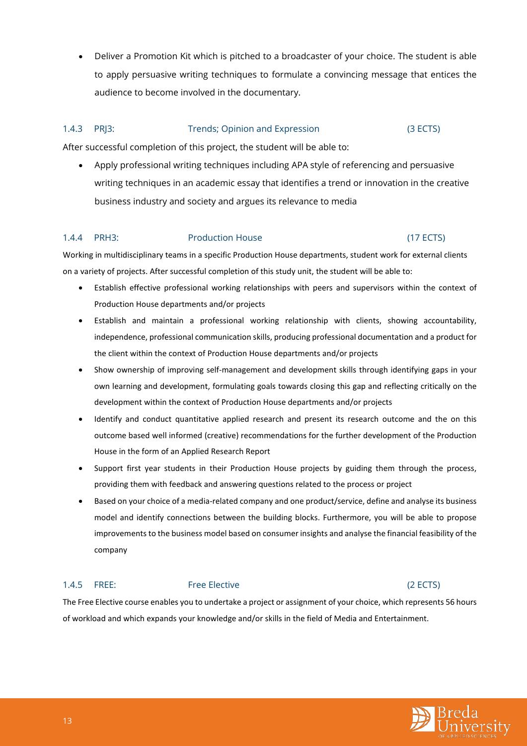- Deliver a Promotion Kit which is pitched to a broadcaster of your choice. The student is able to apply persuasive writing techniques to formulate a convincing message that entices the audience to become involved in the documentary.

### 1.4.3 PRJ3: Trends; Opinion and Expression (3 ECTS)

After successful completion of this project, the student will be able to:

- Apply professional writing techniques including APA style of referencing and persuasive writing techniques in an academic essay that identifies a trend or innovation in the creative business industry and society and argues its relevance to media

### 1.4.4 PRH3: Production House (17 ECTS)

Working in multidisciplinary teams in a specific Production House departments, student work for external clients on a variety of projects. After successful completion of this study unit, the student will be able to:

- Establish effective professional working relationships with peers and supervisors within the context of Production House departments and/or projects
- Establish and maintain a professional working relationship with clients, showing accountability, independence, professional communication skills, producing professional documentation and a product for the client within the context of Production House departments and/or projects
- Show ownership of improving self-management and development skills through identifying gaps in your own learning and development, formulating goals towards closing this gap and reflecting critically on the development within the context of Production House departments and/or projects
- Identify and conduct quantitative applied research and present its research outcome and the on this outcome based well informed (creative) recommendations for the further development of the Production House in the form of an Applied Research Report
- Support first year students in their Production House projects by guiding them through the process, providing them with feedback and answering questions related to the process or project
- Based on your choice of a media-related company and one product/service, define and analyse its business model and identify connections between the building blocks. Furthermore, you will be able to propose improvements to the business model based on consumer insights and analyse the financial feasibility of the company

### 1.4.5 FREE: Free Elective (2 ECTS)

The Free Elective course enables you to undertake a project or assignment of your choice, which represents 56 hours of workload and which expands your knowledge and/or skills in the field of Media and Entertainment.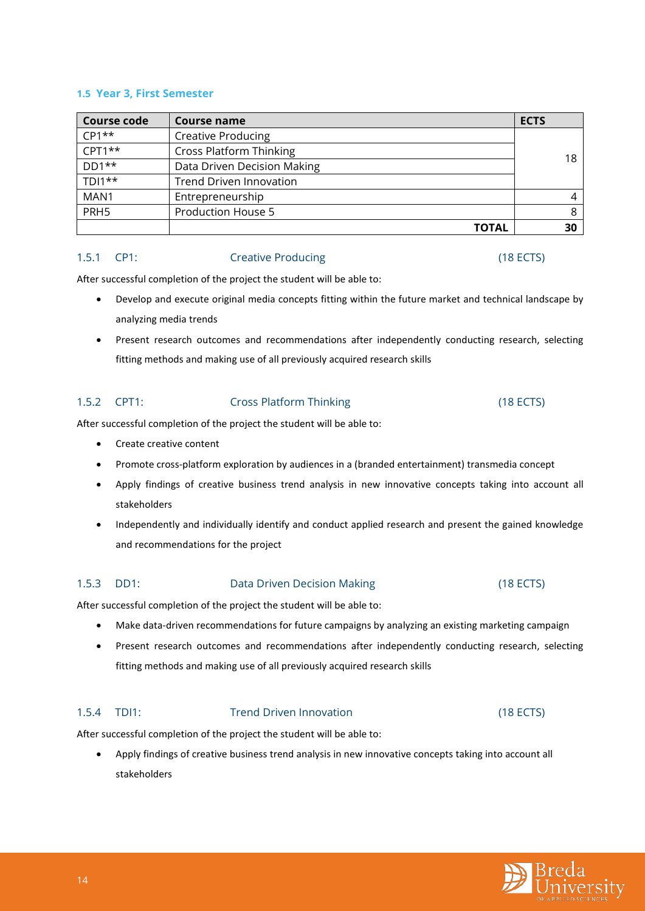### 1.5 Year 3, First Semester

| Course code | Course name | ECTS |
|---|---|---|
| CP1** | Creative Producing | 18 |
| CPT1** | Cross Platform Thinking | |
| DD1** | Data Driven Decision Making | |
| TDI1** | Trend Driven Innovation | |
| MAN1 | Entrepreneurship | 4 |
| PRH5 | Production House 5 | 8 |
| | **TOTAL** | **30** |

#### 1.5.1 CP1: Creative Producing (18 ECTS)

After successful completion of the project the student will be able to:

- Develop and execute original media concepts fitting within the future market and technical landscape by analyzing media trends
- Present research outcomes and recommendations after independently conducting research, selecting fitting methods and making use of all previously acquired research skills

#### 1.5.2 CPT1: Cross Platform Thinking (18 ECTS)

After successful completion of the project the student will be able to:

- Create creative content
- Promote cross-platform exploration by audiences in a (branded entertainment) transmedia concept
- Apply findings of creative business trend analysis in new innovative concepts taking into account all stakeholders
- Independently and individually identify and conduct applied research and present the gained knowledge and recommendations for the project

#### 1.5.3 DD1: Data Driven Decision Making (18 ECTS)

After successful completion of the project the student will be able to:

- Make data-driven recommendations for future campaigns by analyzing an existing marketing campaign
- Present research outcomes and recommendations after independently conducting research, selecting fitting methods and making use of all previously acquired research skills

#### 1.5.4 TDI1: Trend Driven Innovation (18 ECTS)

After successful completion of the project the student will be able to:

- Apply findings of creative business trend analysis in new innovative concepts taking into account all stakeholders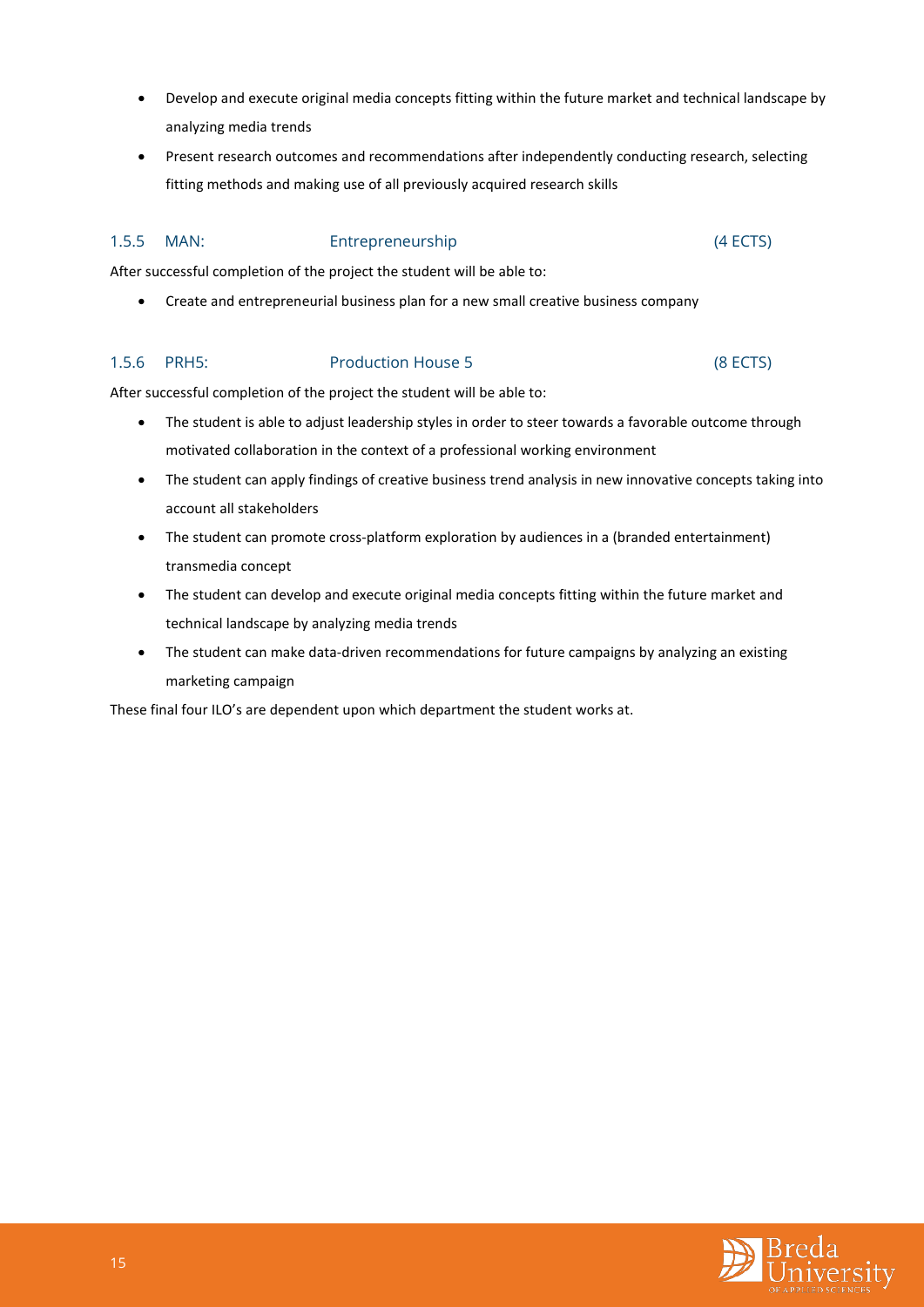- Develop and execute original media concepts fitting within the future market and technical landscape by analyzing media trends
- Present research outcomes and recommendations after independently conducting research, selecting fitting methods and making use of all previously acquired research skills

### 1.5.5 MAN: Entrepreneurship (4 ECTS)

After successful completion of the project the student will be able to:

- Create and entrepreneurial business plan for a new small creative business company

### 1.5.6 PRH5: Production House 5 (8 ECTS)

After successful completion of the project the student will be able to:

- The student is able to adjust leadership styles in order to steer towards a favorable outcome through motivated collaboration in the context of a professional working environment
- The student can apply findings of creative business trend analysis in new innovative concepts taking into account all stakeholders
- The student can promote cross-platform exploration by audiences in a (branded entertainment) transmedia concept
- The student can develop and execute original media concepts fitting within the future market and technical landscape by analyzing media trends
- The student can make data-driven recommendations for future campaigns by analyzing an existing marketing campaign

These final four ILO's are dependent upon which department the student works at.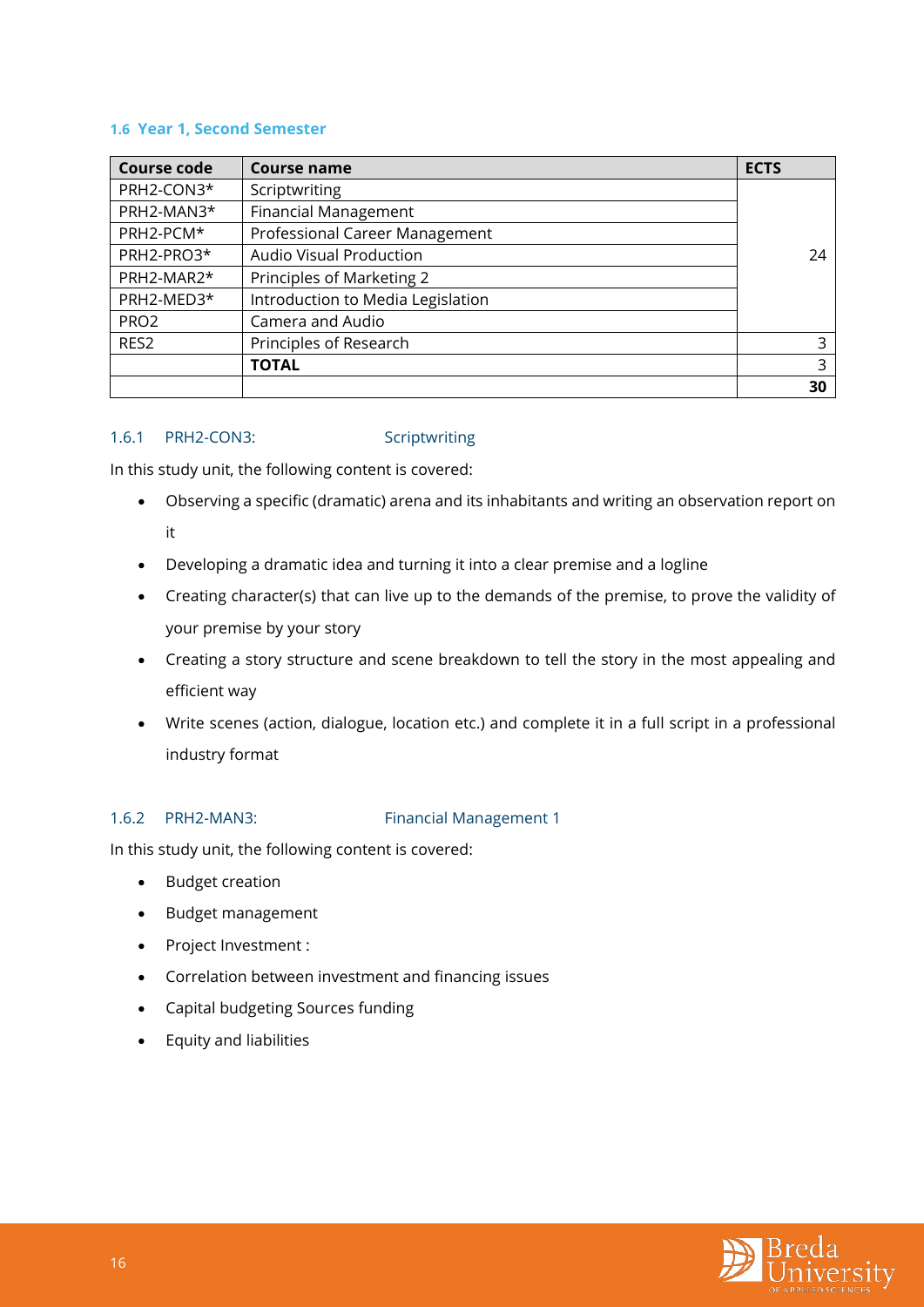### 1.6 Year 1, Second Semester

| Course code | Course name | ECTS |
|---|---|---|
| PRH2-CON3* | Scriptwriting | |
| PRH2-MAN3* | Financial Management | |
| PRH2-PCM* | Professional Career Management | |
| PRH2-PRO3* | Audio Visual Production | 24 |
| PRH2-MAR2* | Principles of Marketing 2 | |
| PRH2-MED3* | Introduction to Media Legislation | |
| PRO2 | Camera and Audio | |
| RES2 | Principles of Research | 3 |
| | **TOTAL** | 3 |
| | | **30** |

#### 1.6.1 PRH2-CON3: Scriptwriting

In this study unit, the following content is covered:

- Observing a specific (dramatic) arena and its inhabitants and writing an observation report on it
- Developing a dramatic idea and turning it into a clear premise and a logline
- Creating character(s) that can live up to the demands of the premise, to prove the validity of your premise by your story
- Creating a story structure and scene breakdown to tell the story in the most appealing and efficient way
- Write scenes (action, dialogue, location etc.) and complete it in a full script in a professional industry format

#### 1.6.2 PRH2-MAN3: Financial Management 1

In this study unit, the following content is covered:

- Budget creation
- Budget management
- Project Investment :
- Correlation between investment and financing issues
- Capital budgeting Sources funding
- Equity and liabilities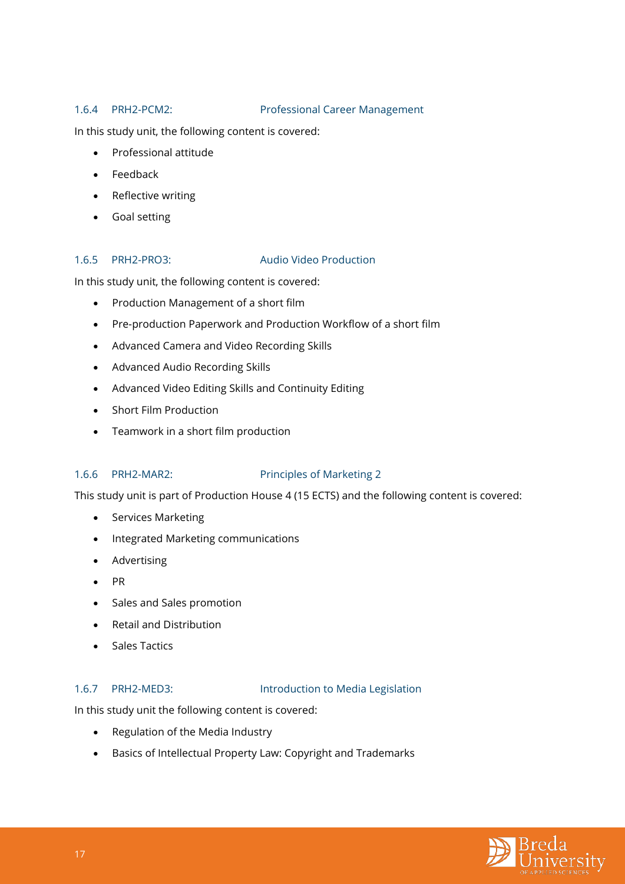### 1.6.4 PRH2-PCM2: Professional Career Management

In this study unit, the following content is covered:

- Professional attitude
- Feedback
- Reflective writing
- Goal setting

### 1.6.5 PRH2-PRO3: Audio Video Production

In this study unit, the following content is covered:

- Production Management of a short film
- Pre-production Paperwork and Production Workflow of a short film
- Advanced Camera and Video Recording Skills
- Advanced Audio Recording Skills
- Advanced Video Editing Skills and Continuity Editing
- Short Film Production
- Teamwork in a short film production

### 1.6.6 PRH2-MAR2: Principles of Marketing 2

This study unit is part of Production House 4 (15 ECTS) and the following content is covered:

- Services Marketing
- Integrated Marketing communications
- Advertising
- PR
- Sales and Sales promotion
- Retail and Distribution
- Sales Tactics

### 1.6.7 PRH2-MED3: Introduction to Media Legislation

In this study unit the following content is covered:

- Regulation of the Media Industry
- Basics of Intellectual Property Law: Copyright and Trademarks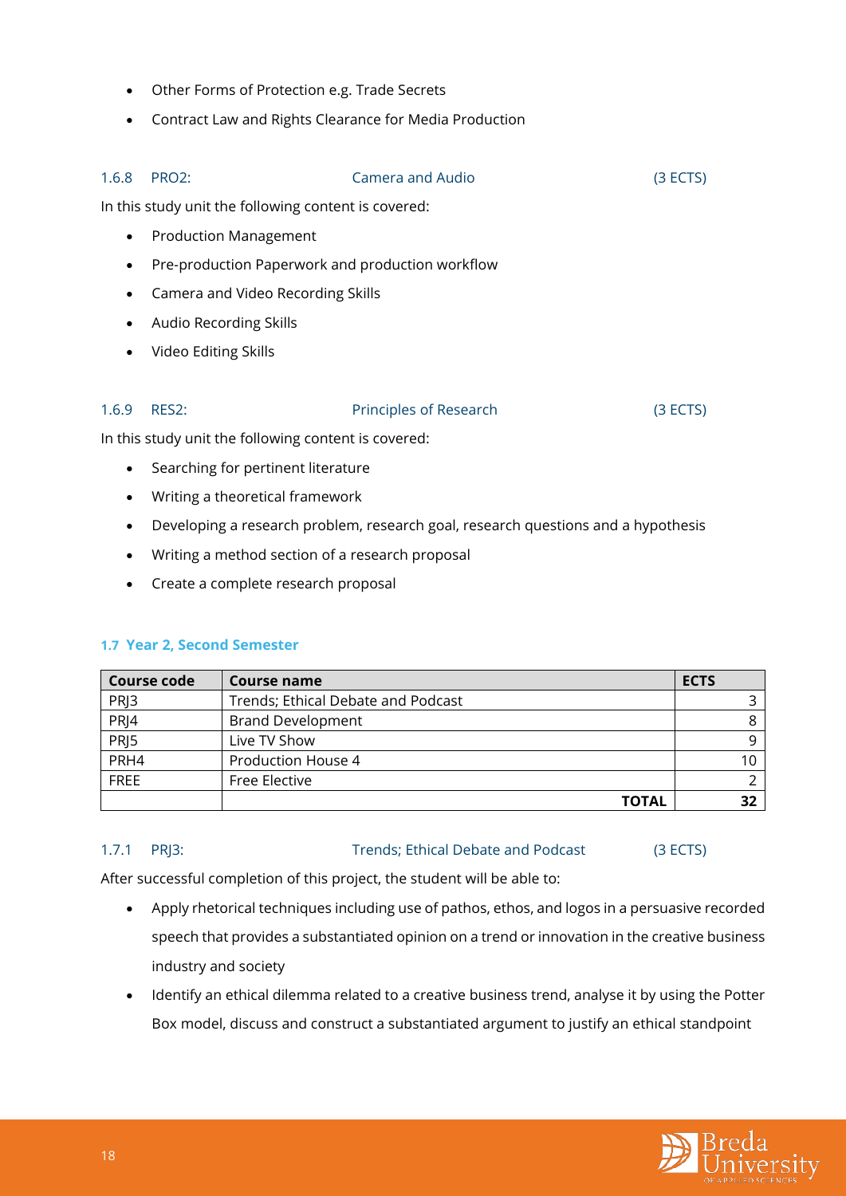- Other Forms of Protection e.g. Trade Secrets
- Contract Law and Rights Clearance for Media Production

### 1.6.8 PRO2: Camera and Audio (3 ECTS)

In this study unit the following content is covered:

- Production Management
- Pre-production Paperwork and production workflow
- Camera and Video Recording Skills
- Audio Recording Skills
- Video Editing Skills

### 1.6.9 RES2: Principles of Research (3 ECTS)

In this study unit the following content is covered:

- Searching for pertinent literature
- Writing a theoretical framework
- Developing a research problem, research goal, research questions and a hypothesis
- Writing a method section of a research proposal
- Create a complete research proposal

## 1.7 Year 2, Second Semester

| Course code | Course name | ECTS |
|---|---|---|
| PRJ3 | Trends; Ethical Debate and Podcast | 3 |
| PRJ4 | Brand Development | 8 |
| PRJ5 | Live TV Show | 9 |
| PRH4 | Production House 4 | 10 |
| FREE | Free Elective | 2 |
| | **TOTAL** | **32** |

### 1.7.1 PRJ3: Trends; Ethical Debate and Podcast (3 ECTS)

After successful completion of this project, the student will be able to:

- Apply rhetorical techniques including use of pathos, ethos, and logos in a persuasive recorded speech that provides a substantiated opinion on a trend or innovation in the creative business industry and society
- Identify an ethical dilemma related to a creative business trend, analyse it by using the Potter Box model, discuss and construct a substantiated argument to justify an ethical standpoint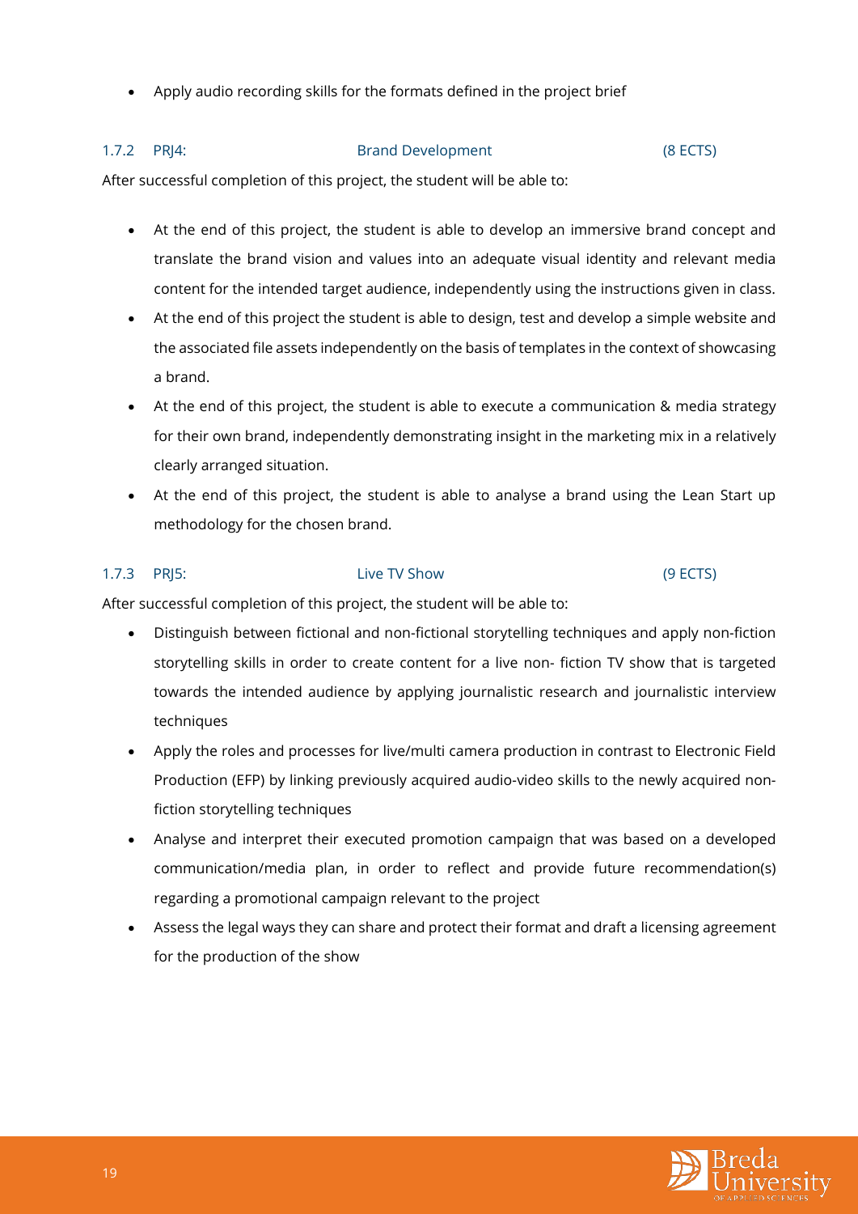- Apply audio recording skills for the formats defined in the project brief

### 1.7.2 PRJ4: Brand Development (8 ECTS)

After successful completion of this project, the student will be able to:

- At the end of this project, the student is able to develop an immersive brand concept and translate the brand vision and values into an adequate visual identity and relevant media content for the intended target audience, independently using the instructions given in class.
- At the end of this project the student is able to design, test and develop a simple website and the associated file assets independently on the basis of templates in the context of showcasing a brand.
- At the end of this project, the student is able to execute a communication & media strategy for their own brand, independently demonstrating insight in the marketing mix in a relatively clearly arranged situation.
- At the end of this project, the student is able to analyse a brand using the Lean Start up methodology for the chosen brand.

### 1.7.3 PRJ5: Live TV Show (9 ECTS)

After successful completion of this project, the student will be able to:

- Distinguish between fictional and non-fictional storytelling techniques and apply non-fiction storytelling skills in order to create content for a live non- fiction TV show that is targeted towards the intended audience by applying journalistic research and journalistic interview techniques
- Apply the roles and processes for live/multi camera production in contrast to Electronic Field Production (EFP) by linking previously acquired audio-video skills to the newly acquired non-fiction storytelling techniques
- Analyse and interpret their executed promotion campaign that was based on a developed communication/media plan, in order to reflect and provide future recommendation(s) regarding a promotional campaign relevant to the project
- Assess the legal ways they can share and protect their format and draft a licensing agreement for the production of the show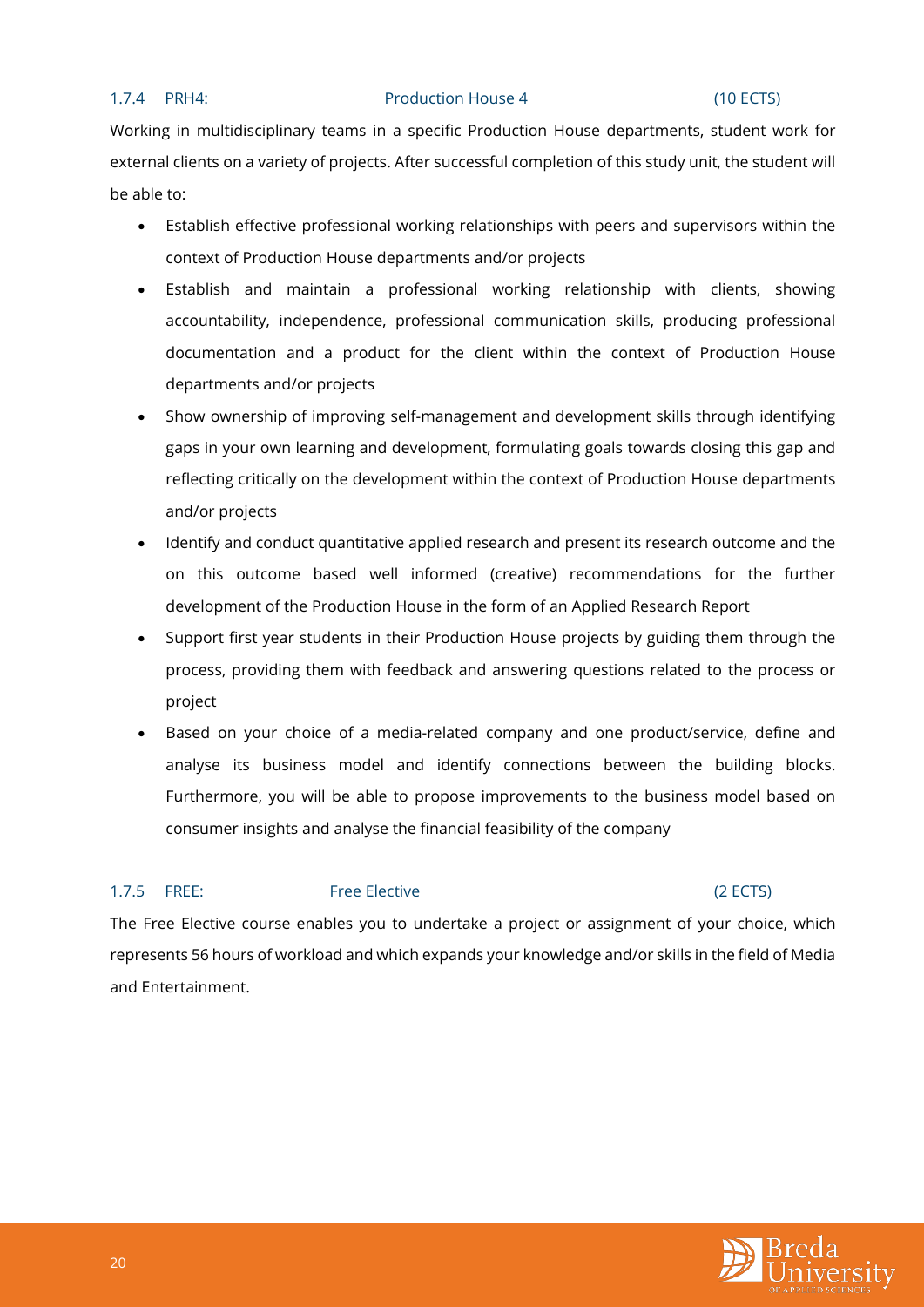### 1.7.4 PRH4: Production House 4 (10 ECTS)

Working in multidisciplinary teams in a specific Production House departments, student work for external clients on a variety of projects. After successful completion of this study unit, the student will be able to:

- Establish effective professional working relationships with peers and supervisors within the context of Production House departments and/or projects
- Establish and maintain a professional working relationship with clients, showing accountability, independence, professional communication skills, producing professional documentation and a product for the client within the context of Production House departments and/or projects
- Show ownership of improving self-management and development skills through identifying gaps in your own learning and development, formulating goals towards closing this gap and reflecting critically on the development within the context of Production House departments and/or projects
- Identify and conduct quantitative applied research and present its research outcome and the on this outcome based well informed (creative) recommendations for the further development of the Production House in the form of an Applied Research Report
- Support first year students in their Production House projects by guiding them through the process, providing them with feedback and answering questions related to the process or project
- Based on your choice of a media-related company and one product/service, define and analyse its business model and identify connections between the building blocks. Furthermore, you will be able to propose improvements to the business model based on consumer insights and analyse the financial feasibility of the company

### 1.7.5 FREE: Free Elective (2 ECTS)

The Free Elective course enables you to undertake a project or assignment of your choice, which represents 56 hours of workload and which expands your knowledge and/or skills in the field of Media and Entertainment.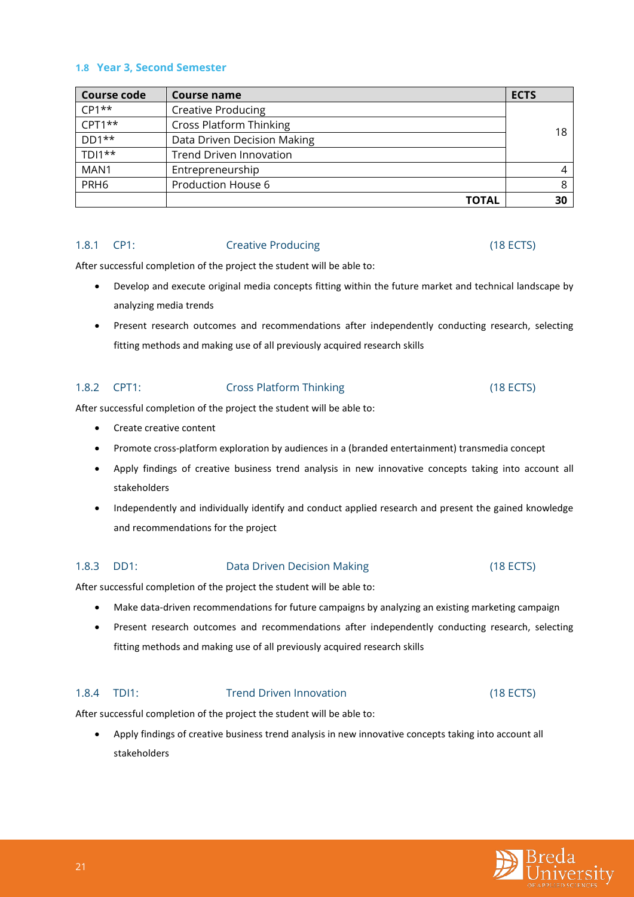### 1.8 Year 3, Second Semester

| Course code | Course name | ECTS |
|---|---|---|
| CP1** | Creative Producing | 18 |
| CPT1** | Cross Platform Thinking | |
| DD1** | Data Driven Decision Making | |
| TDI1** | Trend Driven Innovation | |
| MAN1 | Entrepreneurship | 4 |
| PRH6 | Production House 6 | 8 |
| | **TOTAL** | **30** |

#### 1.8.1 CP1: Creative Producing (18 ECTS)

After successful completion of the project the student will be able to:

- Develop and execute original media concepts fitting within the future market and technical landscape by analyzing media trends
- Present research outcomes and recommendations after independently conducting research, selecting fitting methods and making use of all previously acquired research skills

#### 1.8.2 CPT1: Cross Platform Thinking (18 ECTS)

After successful completion of the project the student will be able to:

- Create creative content
- Promote cross-platform exploration by audiences in a (branded entertainment) transmedia concept
- Apply findings of creative business trend analysis in new innovative concepts taking into account all stakeholders
- Independently and individually identify and conduct applied research and present the gained knowledge and recommendations for the project

#### 1.8.3 DD1: Data Driven Decision Making (18 ECTS)

After successful completion of the project the student will be able to:

- Make data-driven recommendations for future campaigns by analyzing an existing marketing campaign
- Present research outcomes and recommendations after independently conducting research, selecting fitting methods and making use of all previously acquired research skills

#### 1.8.4 TDI1: Trend Driven Innovation (18 ECTS)

After successful completion of the project the student will be able to:

- Apply findings of creative business trend analysis in new innovative concepts taking into account all stakeholders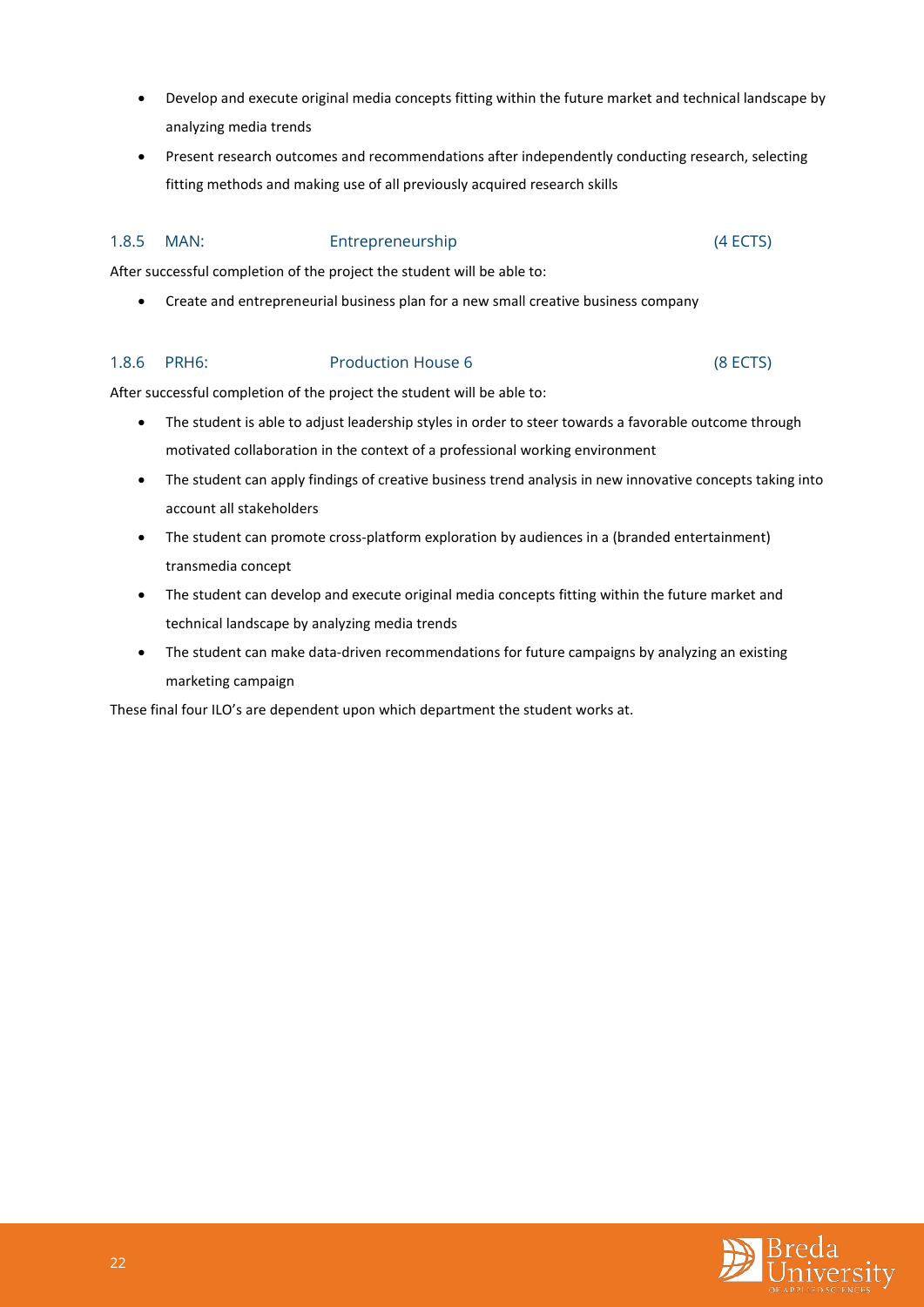- Develop and execute original media concepts fitting within the future market and technical landscape by analyzing media trends
- Present research outcomes and recommendations after independently conducting research, selecting fitting methods and making use of all previously acquired research skills

### 1.8.5 MAN: Entrepreneurship (4 ECTS)

After successful completion of the project the student will be able to:

- Create and entrepreneurial business plan for a new small creative business company

### 1.8.6 PRH6: Production House 6 (8 ECTS)

After successful completion of the project the student will be able to:

- The student is able to adjust leadership styles in order to steer towards a favorable outcome through motivated collaboration in the context of a professional working environment
- The student can apply findings of creative business trend analysis in new innovative concepts taking into account all stakeholders
- The student can promote cross-platform exploration by audiences in a (branded entertainment) transmedia concept
- The student can develop and execute original media concepts fitting within the future market and technical landscape by analyzing media trends
- The student can make data-driven recommendations for future campaigns by analyzing an existing marketing campaign

These final four ILO's are dependent upon which department the student works at.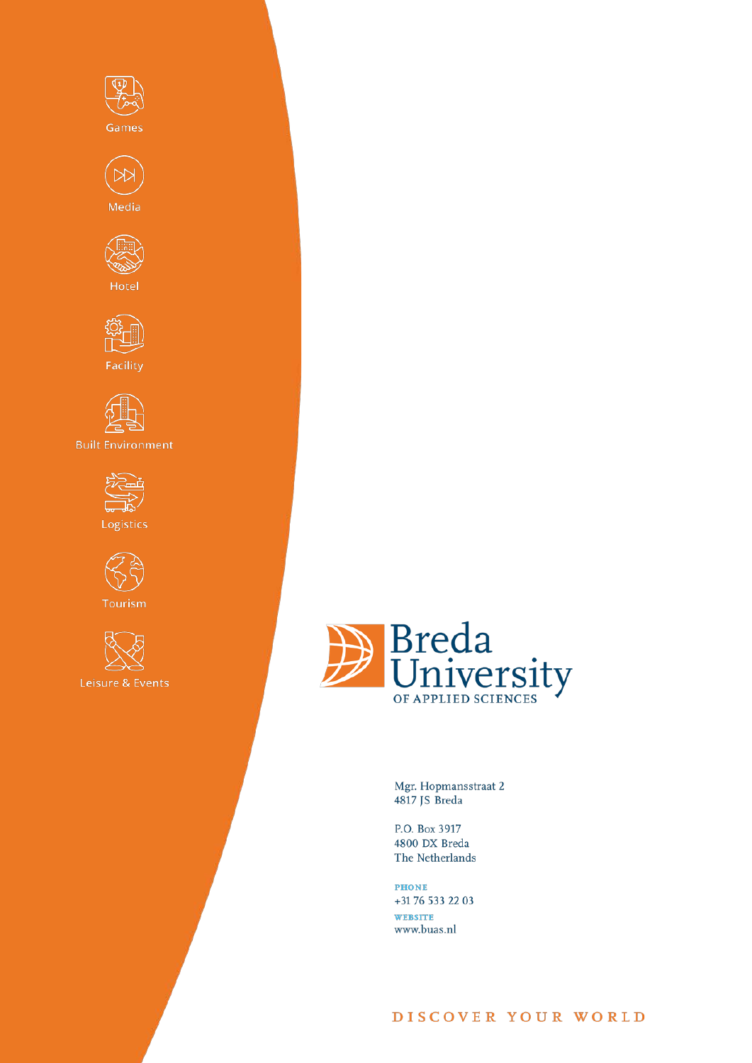Games

Media

Hotel

Facility

Built Environment

Logistics

Tourism

Leisure & Events

Breda University
OF APPLIED SCIENCES

Mgr. Hopmansstraat 2
4817 JS Breda

P.O. Box 3917
4800 DX Breda
The Netherlands

PHONE
+31 76 533 22 03

WEBSITE
www.buas.nl

DISCOVER YOUR WORLD